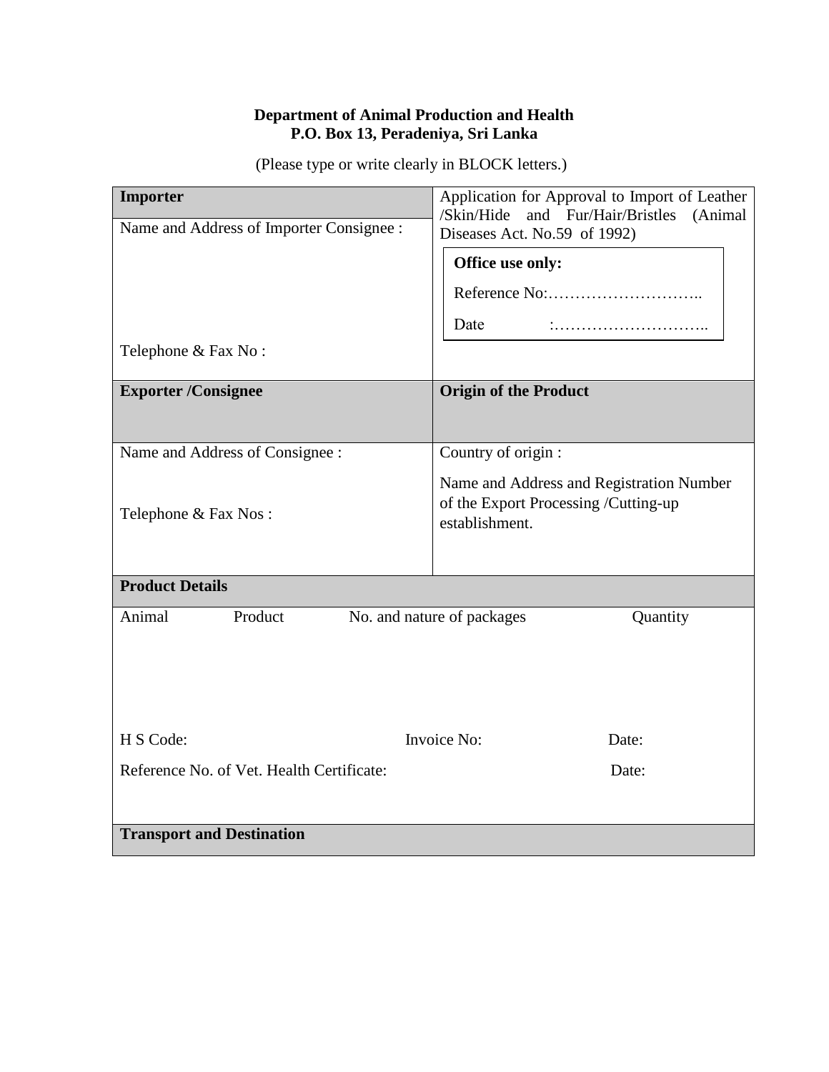**Department of Animal Production and Health**
**P.O. Box 13, Peradeniya, Sri Lanka**

(Please type or write clearly in BLOCK letters.)

| **Importer** | Application for Approval to Import of Leather /Skin/Hide and Fur/Hair/Bristles (Animal Diseases Act. No.59 of 1992) |
|---|---|
| Name and Address of Importer Consignee :<br><br>Telephone & Fax No : | **Office use only:**<br>Reference No:………………………..<br>Date :……………………….. |
| **Exporter /Consignee** | **Origin of the Product** |
| Name and Address of Consignee :<br><br>Telephone & Fax Nos : | Country of origin :<br><br>Name and Address and Registration Number of the Export Processing /Cutting-up establishment. |

| **Product Details** | | | |
|---|---|---|---|
| Animal | Product | No. and nature of packages | Quantity |
| | | | |
| H S Code: | | Invoice No: | Date: |
| Reference No. of Vet. Health Certificate: | | | Date: |
| **Transport and Destination** | | | |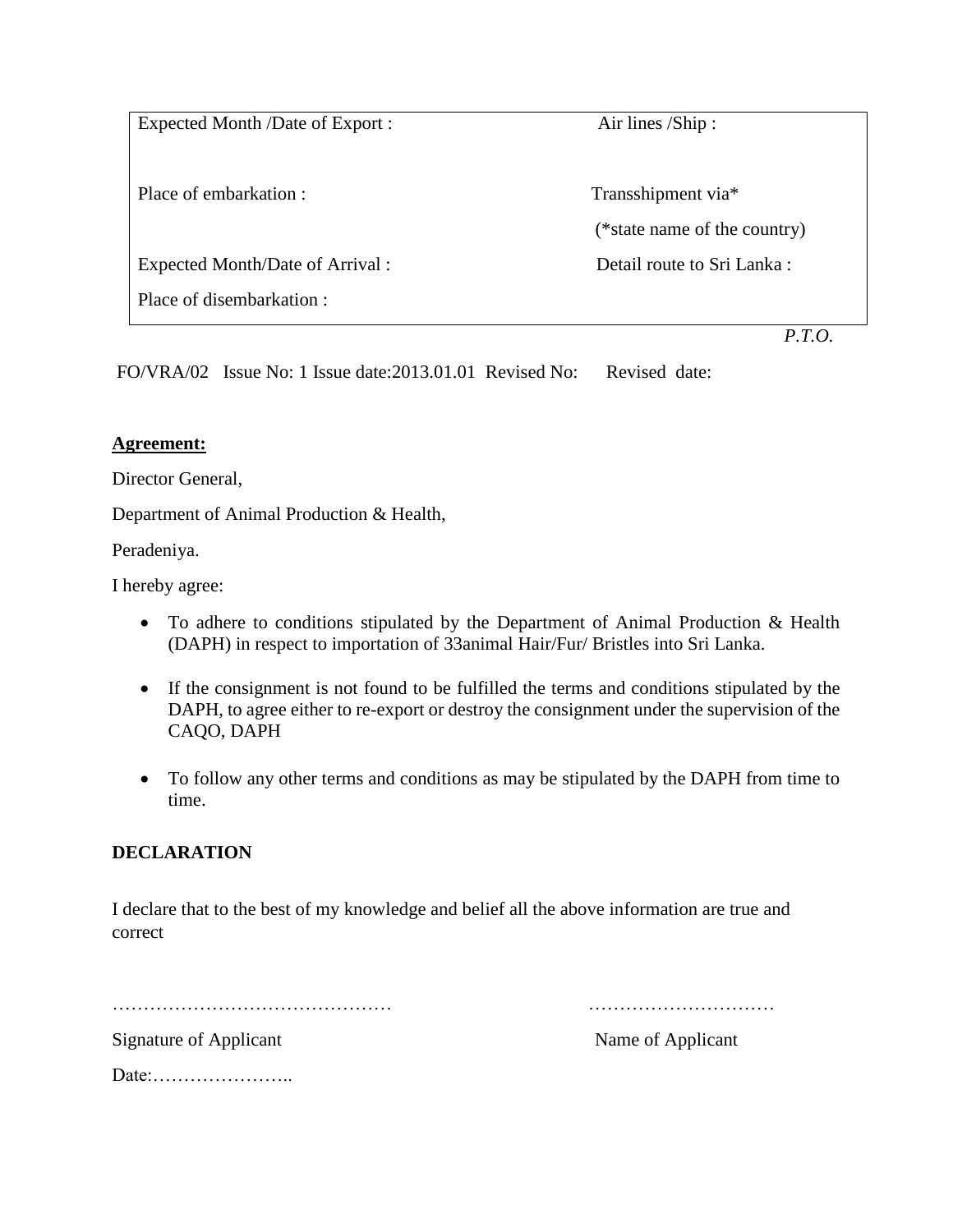| Expected Month /Date of Export : | Air lines /Ship : |
| --- | --- |
| Place of embarkation : | Transshipment via* (*state name of the country) |
| Expected Month/Date of Arrival : | Detail route to Sri Lanka : |
| Place of disembarkation : | |

*P.T.O.*

FO/VRA/02 Issue No: 1 Issue date:2013.01.01 Revised No: Revised date:

**Agreement:**

Director General,

Department of Animal Production & Health,

Peradeniya.

I hereby agree:

- To adhere to conditions stipulated by the Department of Animal Production & Health (DAPH) in respect to importation of 33animal Hair/Fur/ Bristles into Sri Lanka.
- If the consignment is not found to be fulfilled the terms and conditions stipulated by the DAPH, to agree either to re-export or destroy the consignment under the supervision of the CAQO, DAPH
- To follow any other terms and conditions as may be stipulated by the DAPH from time to time.

**DECLARATION**

I declare that to the best of my knowledge and belief all the above information are true and correct

……………………………………… …………………………

Signature of Applicant Name of Applicant

Date:…………………..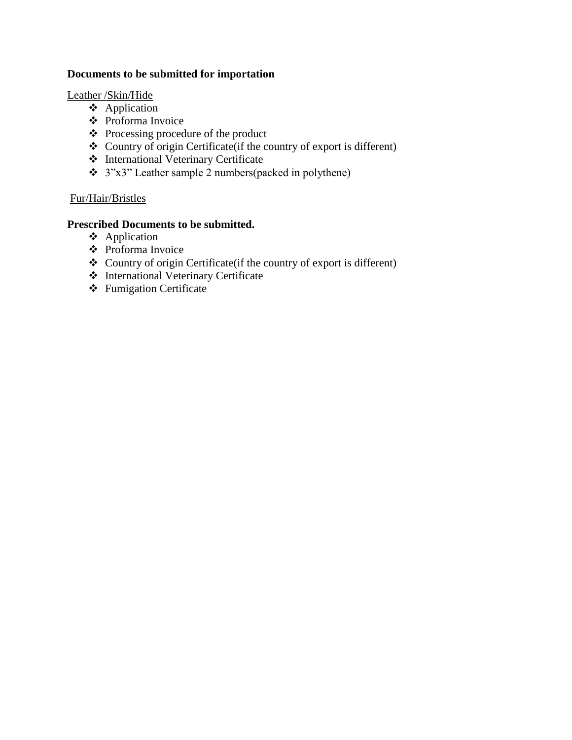**Documents to be submitted for importation**

Leather /Skin/Hide

- Application
- Proforma Invoice
- Processing procedure of the product
- Country of origin Certificate(if the country of export is different)
- International Veterinary Certificate
- 3"x3" Leather sample 2 numbers(packed in polythene)

Fur/Hair/Bristles

**Prescribed Documents to be submitted.**

- Application
- Proforma Invoice
- Country of origin Certificate(if the country of export is different)
- International Veterinary Certificate
- Fumigation Certificate